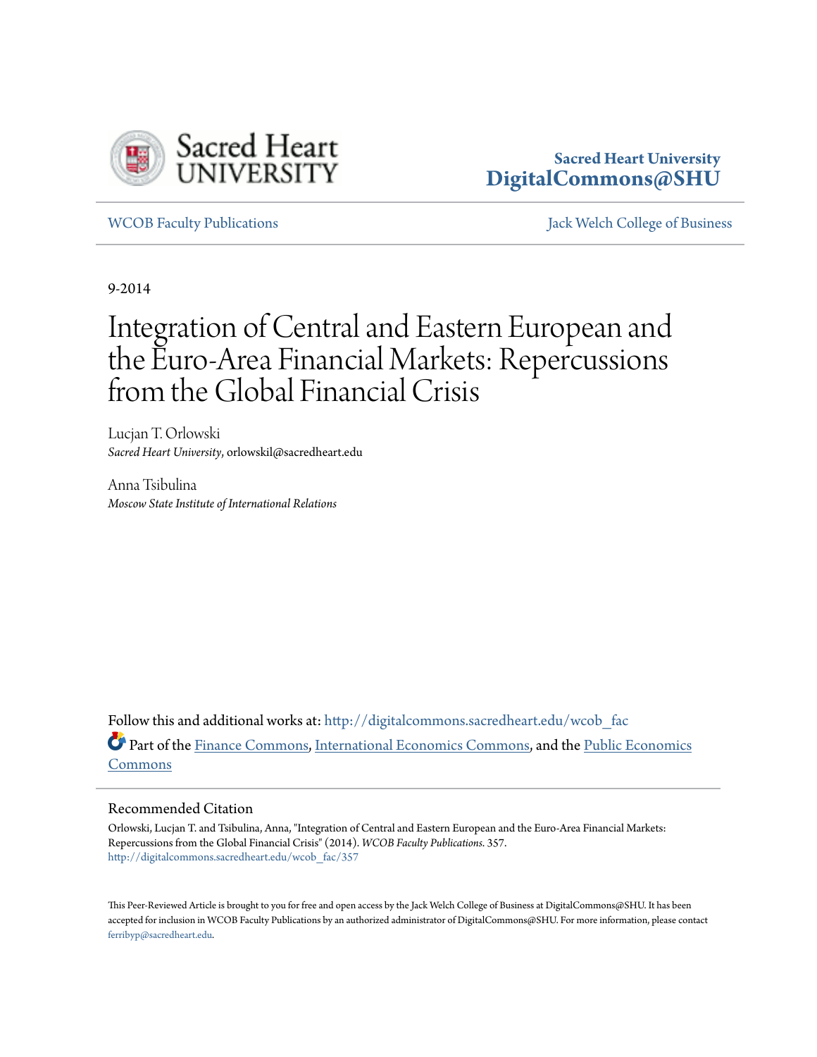Sacred Heart University
DigitalCommons@SHU

WCOB Faculty Publications

Jack Welch College of Business

9-2014

# Integration of Central and Eastern European and the Euro-Area Financial Markets: Repercussions from the Global Financial Crisis

Lucjan T. Orlowski
*Sacred Heart University*, orlowskil@sacredheart.edu

Anna Tsibulina
*Moscow State Institute of International Relations*

Follow this and additional works at: http://digitalcommons.sacredheart.edu/wcob_fac

Part of the Finance Commons, International Economics Commons, and the Public Economics Commons

## Recommended Citation

Orlowski, Lucjan T. and Tsibulina, Anna, "Integration of Central and Eastern European and the Euro-Area Financial Markets: Repercussions from the Global Financial Crisis" (2014). *WCOB Faculty Publications*. 357.
http://digitalcommons.sacredheart.edu/wcob_fac/357

This Peer-Reviewed Article is brought to you for free and open access by the Jack Welch College of Business at DigitalCommons@SHU. It has been accepted for inclusion in WCOB Faculty Publications by an authorized administrator of DigitalCommons@SHU. For more information, please contact ferribyp@sacredheart.edu.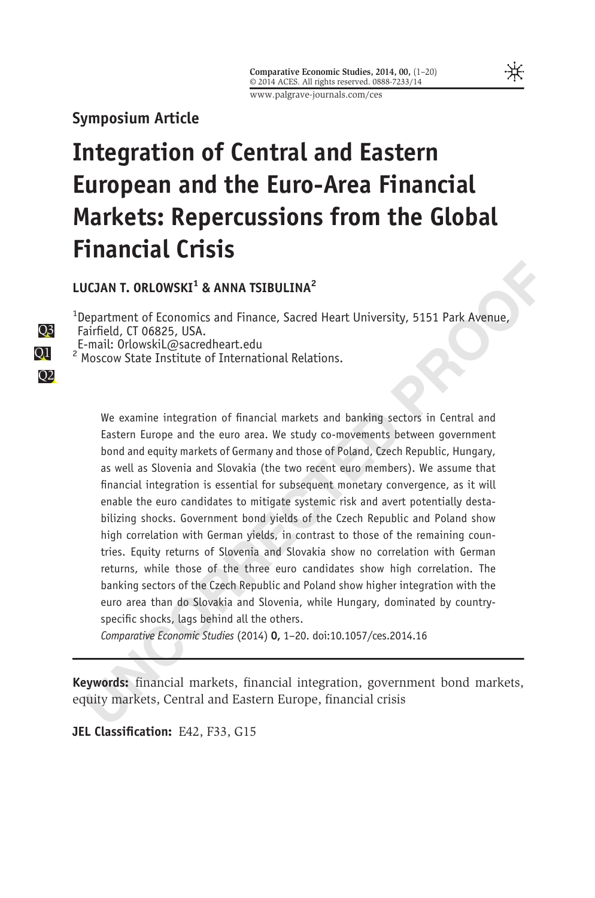## Symposium Article

# Integration of Central and Eastern European and the Euro-Area Financial Markets: Repercussions from the Global Financial Crisis

**LUCJAN T. ORLOWSKI[1] & ANNA TSIBULINA[2]**

[1]Department of Economics and Finance, Sacred Heart University, 5151 Park Avenue, Fairfield, CT 06825, USA.
E-mail: OrlowskiL@sacredheart.edu
[2] Moscow State Institute of International Relations.

We examine integration of financial markets and banking sectors in Central and Eastern Europe and the euro area. We study co-movements between government bond and equity markets of Germany and those of Poland, Czech Republic, Hungary, as well as Slovenia and Slovakia (the two recent euro members). We assume that financial integration is essential for subsequent monetary convergence, as it will enable the euro candidates to mitigate systemic risk and avert potentially destabilizing shocks. Government bond yields of the Czech Republic and Poland show high correlation with German yields, in contrast to those of the remaining countries. Equity returns of Slovenia and Slovakia show no correlation with German returns, while those of the three euro candidates show high correlation. The banking sectors of the Czech Republic and Poland show higher integration with the euro area than do Slovakia and Slovenia, while Hungary, dominated by country-specific shocks, lags behind all the others.
*Comparative Economic Studies* (2014) **0,** 1–20. doi:10.1057/ces.2014.16

**Keywords:** financial markets, financial integration, government bond markets, equity markets, Central and Eastern Europe, financial crisis

**JEL Classification:** E42, F33, G15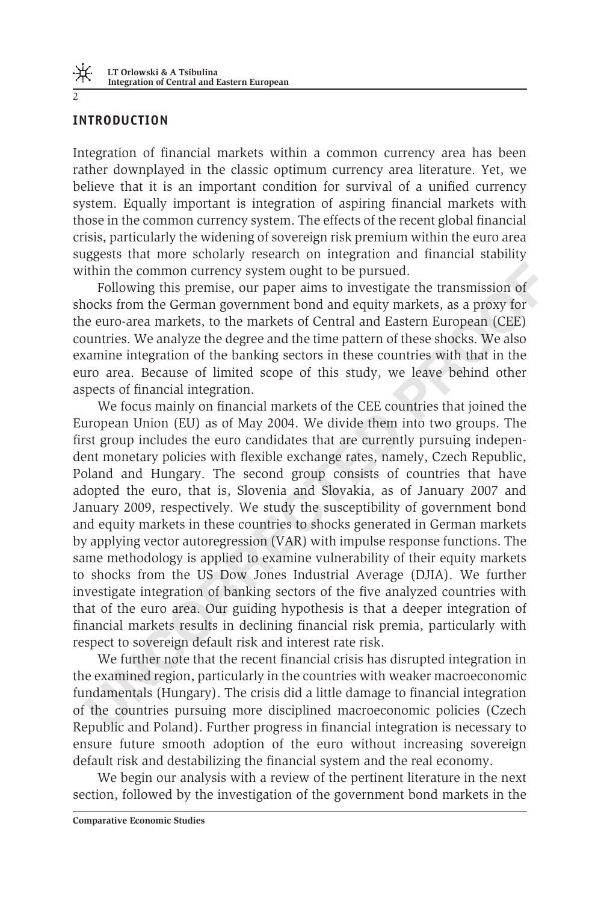## INTRODUCTION

Integration of financial markets within a common currency area has been rather downplayed in the classic optimum currency area literature. Yet, we believe that it is an important condition for survival of a unified currency system. Equally important is integration of aspiring financial markets with those in the common currency system. The effects of the recent global financial crisis, particularly the widening of sovereign risk premium within the euro area suggests that more scholarly research on integration and financial stability within the common currency system ought to be pursued.

Following this premise, our paper aims to investigate the transmission of shocks from the German government bond and equity markets, as a proxy for the euro-area markets, to the markets of Central and Eastern European (CEE) countries. We analyze the degree and the time pattern of these shocks. We also examine integration of the banking sectors in these countries with that in the euro area. Because of limited scope of this study, we leave behind other aspects of financial integration.

We focus mainly on financial markets of the CEE countries that joined the European Union (EU) as of May 2004. We divide them into two groups. The first group includes the euro candidates that are currently pursuing independent monetary policies with flexible exchange rates, namely, Czech Republic, Poland and Hungary. The second group consists of countries that have adopted the euro, that is, Slovenia and Slovakia, as of January 2007 and January 2009, respectively. We study the susceptibility of government bond and equity markets in these countries to shocks generated in German markets by applying vector autoregression (VAR) with impulse response functions. The same methodology is applied to examine vulnerability of their equity markets to shocks from the US Dow Jones Industrial Average (DJIA). We further investigate integration of banking sectors of the five analyzed countries with that of the euro area. Our guiding hypothesis is that a deeper integration of financial markets results in declining financial risk premia, particularly with respect to sovereign default risk and interest rate risk.

We further note that the recent financial crisis has disrupted integration in the examined region, particularly in the countries with weaker macroeconomic fundamentals (Hungary). The crisis did a little damage to financial integration of the countries pursuing more disciplined macroeconomic policies (Czech Republic and Poland). Further progress in financial integration is necessary to ensure future smooth adoption of the euro without increasing sovereign default risk and destabilizing the financial system and the real economy.

We begin our analysis with a review of the pertinent literature in the next section, followed by the investigation of the government bond markets in the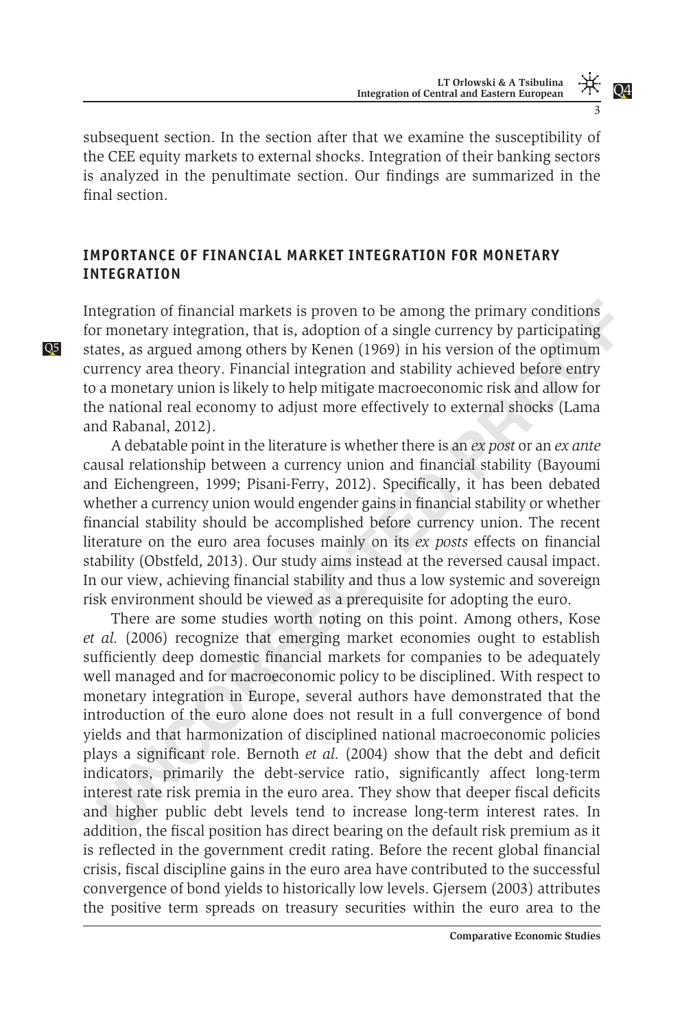subsequent section. In the section after that we examine the susceptibility of the CEE equity markets to external shocks. Integration of their banking sectors is analyzed in the penultimate section. Our findings are summarized in the final section.

## IMPORTANCE OF FINANCIAL MARKET INTEGRATION FOR MONETARY INTEGRATION

Integration of financial markets is proven to be among the primary conditions for monetary integration, that is, adoption of a single currency by participating states, as argued among others by Kenen (1969) in his version of the optimum currency area theory. Financial integration and stability achieved before entry to a monetary union is likely to help mitigate macroeconomic risk and allow for the national real economy to adjust more effectively to external shocks (Lama and Rabanal, 2012).

A debatable point in the literature is whether there is an *ex post* or an *ex ante* causal relationship between a currency union and financial stability (Bayoumi and Eichengreen, 1999; Pisani-Ferry, 2012). Specifically, it has been debated whether a currency union would engender gains in financial stability or whether financial stability should be accomplished before currency union. The recent literature on the euro area focuses mainly on its *ex posts* effects on financial stability (Obstfeld, 2013). Our study aims instead at the reversed causal impact. In our view, achieving financial stability and thus a low systemic and sovereign risk environment should be viewed as a prerequisite for adopting the euro.

There are some studies worth noting on this point. Among others, Kose *et al.* (2006) recognize that emerging market economies ought to establish sufficiently deep domestic financial markets for companies to be adequately well managed and for macroeconomic policy to be disciplined. With respect to monetary integration in Europe, several authors have demonstrated that the introduction of the euro alone does not result in a full convergence of bond yields and that harmonization of disciplined national macroeconomic policies plays a significant role. Bernoth *et al.* (2004) show that the debt and deficit indicators, primarily the debt-service ratio, significantly affect long-term interest rate risk premia in the euro area. They show that deeper fiscal deficits and higher public debt levels tend to increase long-term interest rates. In addition, the fiscal position has direct bearing on the default risk premium as it is reflected in the government credit rating. Before the recent global financial crisis, fiscal discipline gains in the euro area have contributed to the successful convergence of bond yields to historically low levels. Gjersem (2003) attributes the positive term spreads on treasury securities within the euro area to the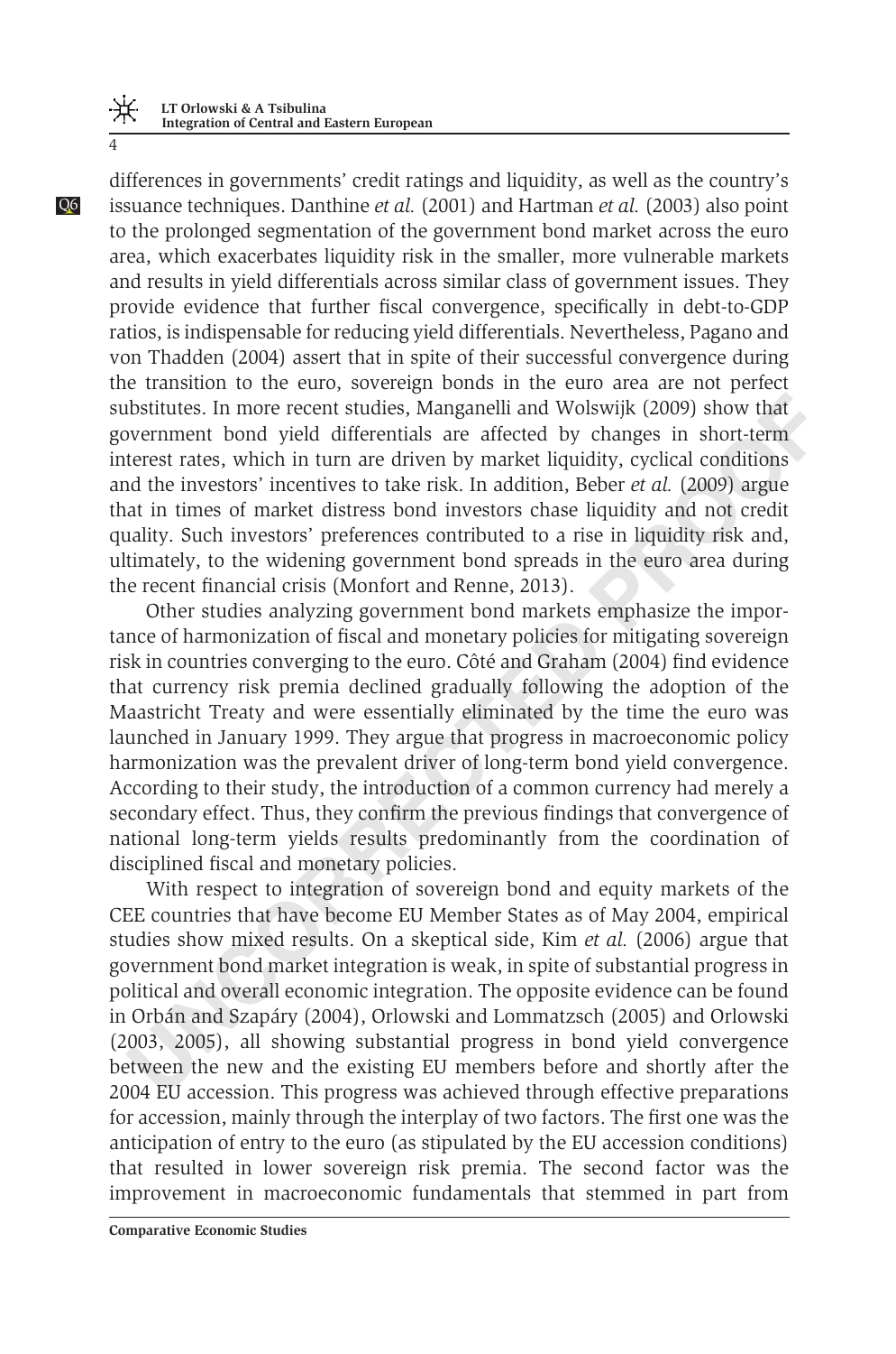differences in governments' credit ratings and liquidity, as well as the country's issuance techniques. Danthine *et al.* (2001) and Hartman *et al.* (2003) also point to the prolonged segmentation of the government bond market across the euro area, which exacerbates liquidity risk in the smaller, more vulnerable markets and results in yield differentials across similar class of government issues. They provide evidence that further fiscal convergence, specifically in debt-to-GDP ratios, is indispensable for reducing yield differentials. Nevertheless, Pagano and von Thadden (2004) assert that in spite of their successful convergence during the transition to the euro, sovereign bonds in the euro area are not perfect substitutes. In more recent studies, Manganelli and Wolswijk (2009) show that government bond yield differentials are affected by changes in short-term interest rates, which in turn are driven by market liquidity, cyclical conditions and the investors' incentives to take risk. In addition, Beber *et al.* (2009) argue that in times of market distress bond investors chase liquidity and not credit quality. Such investors' preferences contributed to a rise in liquidity risk and, ultimately, to the widening government bond spreads in the euro area during the recent financial crisis (Monfort and Renne, 2013).

Other studies analyzing government bond markets emphasize the importance of harmonization of fiscal and monetary policies for mitigating sovereign risk in countries converging to the euro. Côté and Graham (2004) find evidence that currency risk premia declined gradually following the adoption of the Maastricht Treaty and were essentially eliminated by the time the euro was launched in January 1999. They argue that progress in macroeconomic policy harmonization was the prevalent driver of long-term bond yield convergence. According to their study, the introduction of a common currency had merely a secondary effect. Thus, they confirm the previous findings that convergence of national long-term yields results predominantly from the coordination of disciplined fiscal and monetary policies.

With respect to integration of sovereign bond and equity markets of the CEE countries that have become EU Member States as of May 2004, empirical studies show mixed results. On a skeptical side, Kim *et al.* (2006) argue that government bond market integration is weak, in spite of substantial progress in political and overall economic integration. The opposite evidence can be found in Orbán and Szapáry (2004), Orlowski and Lommatzsch (2005) and Orlowski (2003, 2005), all showing substantial progress in bond yield convergence between the new and the existing EU members before and shortly after the 2004 EU accession. This progress was achieved through effective preparations for accession, mainly through the interplay of two factors. The first one was the anticipation of entry to the euro (as stipulated by the EU accession conditions) that resulted in lower sovereign risk premia. The second factor was the improvement in macroeconomic fundamentals that stemmed in part from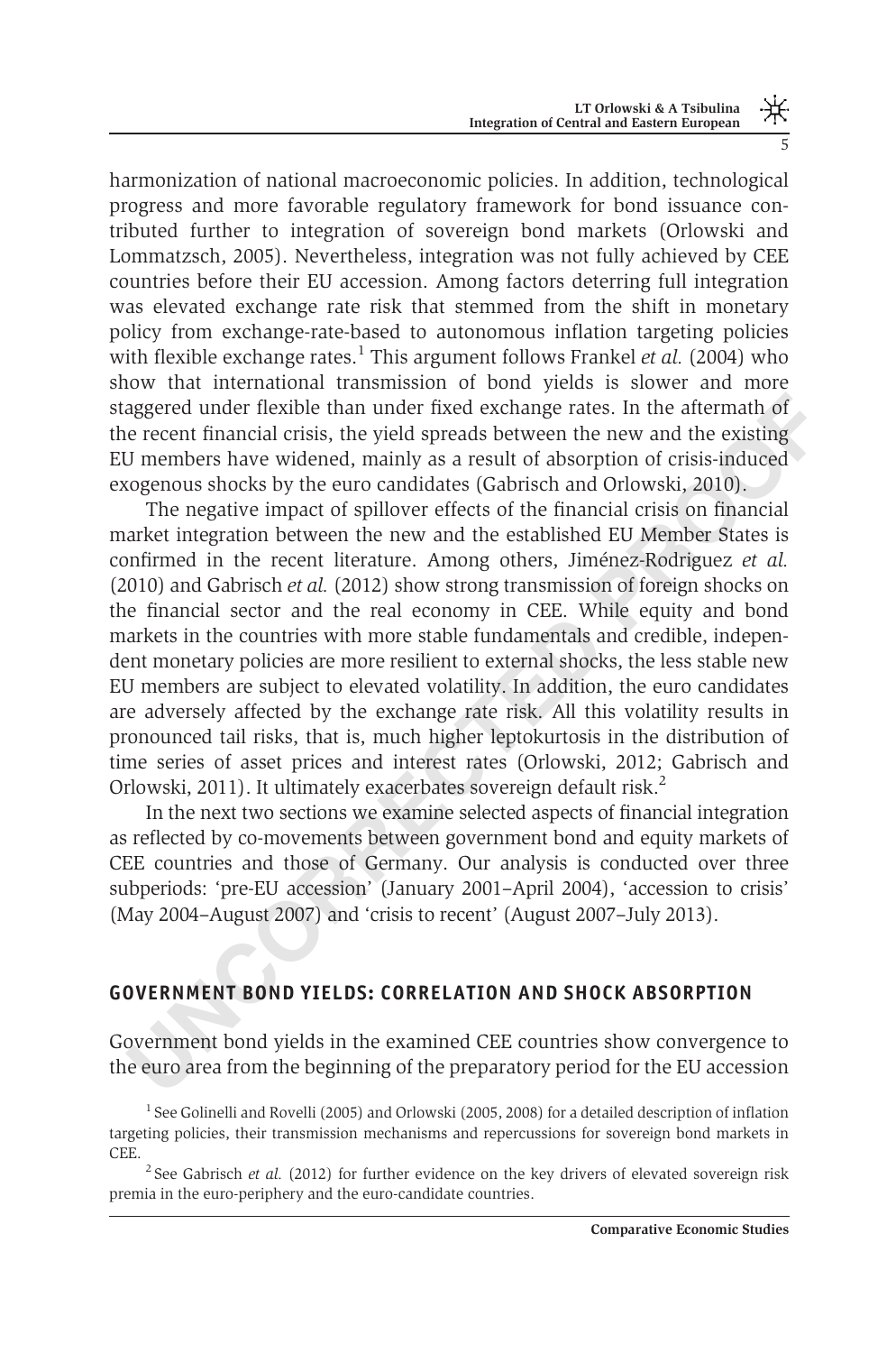harmonization of national macroeconomic policies. In addition, technological progress and more favorable regulatory framework for bond issuance contributed further to integration of sovereign bond markets (Orlowski and Lommatzsch, 2005). Nevertheless, integration was not fully achieved by CEE countries before their EU accession. Among factors deterring full integration was elevated exchange rate risk that stemmed from the shift in monetary policy from exchange-rate-based to autonomous inflation targeting policies with flexible exchange rates.[1] This argument follows Frankel *et al.* (2004) who show that international transmission of bond yields is slower and more staggered under flexible than under fixed exchange rates. In the aftermath of the recent financial crisis, the yield spreads between the new and the existing EU members have widened, mainly as a result of absorption of crisis-induced exogenous shocks by the euro candidates (Gabrisch and Orlowski, 2010).

The negative impact of spillover effects of the financial crisis on financial market integration between the new and the established EU Member States is confirmed in the recent literature. Among others, Jiménez-Rodriguez *et al.* (2010) and Gabrisch *et al.* (2012) show strong transmission of foreign shocks on the financial sector and the real economy in CEE. While equity and bond markets in the countries with more stable fundamentals and credible, independent monetary policies are more resilient to external shocks, the less stable new EU members are subject to elevated volatility. In addition, the euro candidates are adversely affected by the exchange rate risk. All this volatility results in pronounced tail risks, that is, much higher leptokurtosis in the distribution of time series of asset prices and interest rates (Orlowski, 2012; Gabrisch and Orlowski, 2011). It ultimately exacerbates sovereign default risk.[2]

In the next two sections we examine selected aspects of financial integration as reflected by co-movements between government bond and equity markets of CEE countries and those of Germany. Our analysis is conducted over three subperiods: 'pre-EU accession' (January 2001–April 2004), 'accession to crisis' (May 2004–August 2007) and 'crisis to recent' (August 2007–July 2013).

## GOVERNMENT BOND YIELDS: CORRELATION AND SHOCK ABSORPTION

Government bond yields in the examined CEE countries show convergence to the euro area from the beginning of the preparatory period for the EU accession

[1] See Golinelli and Rovelli (2005) and Orlowski (2005, 2008) for a detailed description of inflation targeting policies, their transmission mechanisms and repercussions for sovereign bond markets in CEE.

[2] See Gabrisch *et al.* (2012) for further evidence on the key drivers of elevated sovereign risk premia in the euro-periphery and the euro-candidate countries.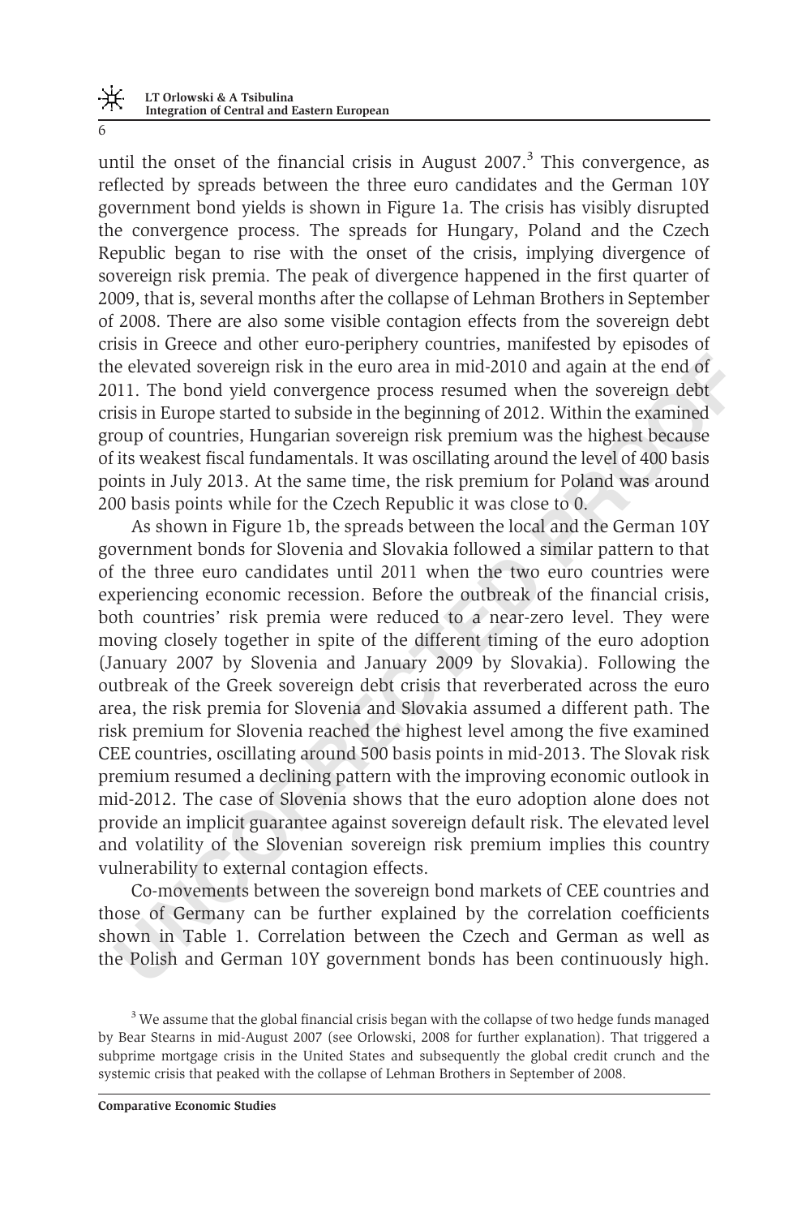until the onset of the financial crisis in August 2007.[3] This convergence, as reflected by spreads between the three euro candidates and the German 10Y government bond yields is shown in Figure 1a. The crisis has visibly disrupted the convergence process. The spreads for Hungary, Poland and the Czech Republic began to rise with the onset of the crisis, implying divergence of sovereign risk premia. The peak of divergence happened in the first quarter of 2009, that is, several months after the collapse of Lehman Brothers in September of 2008. There are also some visible contagion effects from the sovereign debt crisis in Greece and other euro-periphery countries, manifested by episodes of the elevated sovereign risk in the euro area in mid-2010 and again at the end of 2011. The bond yield convergence process resumed when the sovereign debt crisis in Europe started to subside in the beginning of 2012. Within the examined group of countries, Hungarian sovereign risk premium was the highest because of its weakest fiscal fundamentals. It was oscillating around the level of 400 basis points in July 2013. At the same time, the risk premium for Poland was around 200 basis points while for the Czech Republic it was close to 0.

As shown in Figure 1b, the spreads between the local and the German 10Y government bonds for Slovenia and Slovakia followed a similar pattern to that of the three euro candidates until 2011 when the two euro countries were experiencing economic recession. Before the outbreak of the financial crisis, both countries' risk premia were reduced to a near-zero level. They were moving closely together in spite of the different timing of the euro adoption (January 2007 by Slovenia and January 2009 by Slovakia). Following the outbreak of the Greek sovereign debt crisis that reverberated across the euro area, the risk premia for Slovenia and Slovakia assumed a different path. The risk premium for Slovenia reached the highest level among the five examined CEE countries, oscillating around 500 basis points in mid-2013. The Slovak risk premium resumed a declining pattern with the improving economic outlook in mid-2012. The case of Slovenia shows that the euro adoption alone does not provide an implicit guarantee against sovereign default risk. The elevated level and volatility of the Slovenian sovereign risk premium implies this country vulnerability to external contagion effects.

Co-movements between the sovereign bond markets of CEE countries and those of Germany can be further explained by the correlation coefficients shown in Table 1. Correlation between the Czech and German as well as the Polish and German 10Y government bonds has been continuously high.

[3] We assume that the global financial crisis began with the collapse of two hedge funds managed by Bear Stearns in mid-August 2007 (see Orlowski, 2008 for further explanation). That triggered a subprime mortgage crisis in the United States and subsequently the global credit crunch and the systemic crisis that peaked with the collapse of Lehman Brothers in September of 2008.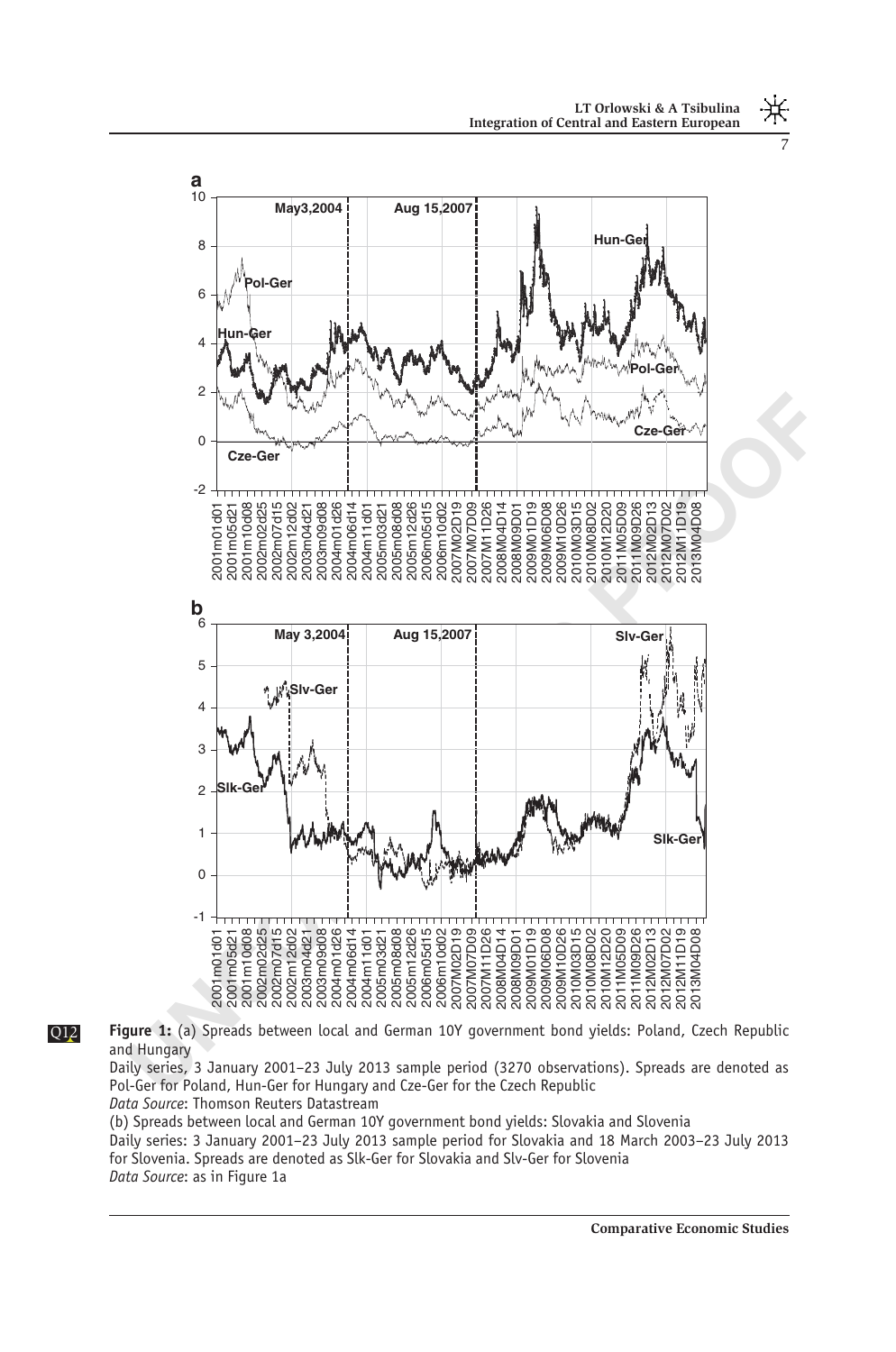a

10

8

6

4

2

0

-2

May3,2004

Aug 15,2007

Hun-Ger

Pol-Ger

Hun-Ger

Pol-Ger

Cze-Ger

Cze-Ger

2001m01d01
2001m05d21
2001m10d08
2002m02d25
2002m07d15
2002m12d02
2003m04d21
2003m09d08
2004m01d26
2004m06d14
2004m11d01
2005m03d21
2005m08d08
2005m12d26
2006m05d15
2006m10d02
2007M02D19
2007M07D09
2007M11D26
2008M04D14
2008M09D01
2009M01D19
2009M06D08
2009M10D26
2010M03D15
2010M08D02
2010M12D20
2011M05D09
2011M09D26
2012M02D13
2012M07D02
2012M11D19
2013M04D08

b

6

5

4

3

2

1

0

-1

May 3,2004

Aug 15,2007

Slv-Ger

Slv-Ger

Slk-Ger

Slk-Ger

2001m01d01
2001m05d21
2001m10d08
2002m02d25
2002m07d15
2002m12d02
2003m04d21
2003m09d08
2004m01d26
2004m06d14
2004m11d01
2005m03d21
2005m08d08
2005m12d26
2006m05d15
2006m10d02
2007M02D19
2007M07D09
2007M11D26
2008M04D14
2008M09D01
2009M01D19
2009M06D08
2009M10D26
2010M03D15
2010M08D02
2010M12D20
2011M05D09
2011M09D26
2012M02D13
2012M07D02
2012M11D19
2013M04D08

**Figure 1:** (a) Spreads between local and German 10Y government bond yields: Poland, Czech Republic and Hungary

Daily series, 3 January 2001–23 July 2013 sample period (3270 observations). Spreads are denoted as Pol-Ger for Poland, Hun-Ger for Hungary and Cze-Ger for the Czech Republic

*Data Source*: Thomson Reuters Datastream

(b) Spreads between local and German 10Y government bond yields: Slovakia and Slovenia

Daily series: 3 January 2001–23 July 2013 sample period for Slovakia and 18 March 2003–23 July 2013 for Slovenia. Spreads are denoted as Slk-Ger for Slovakia and Slv-Ger for Slovenia

*Data Source*: as in Figure 1a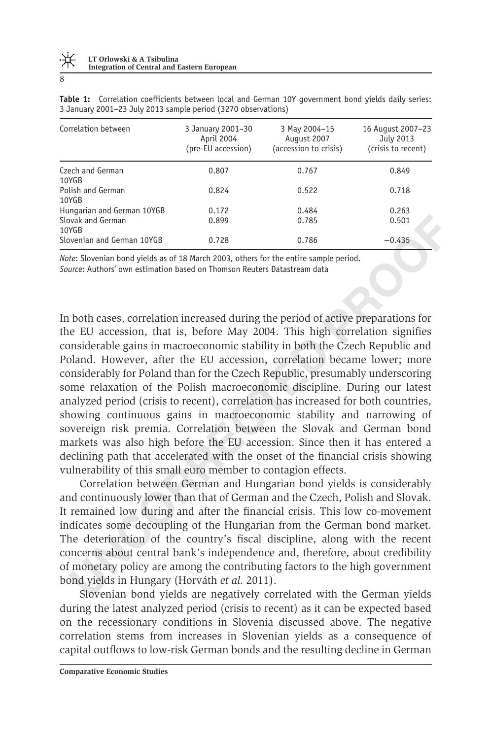**Table 1:** Correlation coefficients between local and German 10Y government bond yields daily series: 3 January 2001–23 July 2013 sample period (3270 observations)

| Correlation between | 3 January 2001–30 April 2004 (pre-EU accession) | 3 May 2004–15 August 2007 (accession to crisis) | 16 August 2007–23 July 2013 (crisis to recent) |
|---|---|---|---|
| Czech and German 10YGB | 0.807 | 0.767 | 0.849 |
| Polish and German 10YGB | 0.824 | 0.522 | 0.718 |
| Hungarian and German 10YGB | 0.172 | 0.484 | 0.263 |
| Slovak and German 10YGB | 0.899 | 0.785 | 0.501 |
| Slovenian and German 10YGB | 0.728 | 0.786 | −0.435 |

*Note*: Slovenian bond yields as of 18 March 2003, others for the entire sample period.
*Source*: Authors' own estimation based on Thomson Reuters Datastream data

In both cases, correlation increased during the period of active preparations for the EU accession, that is, before May 2004. This high correlation signifies considerable gains in macroeconomic stability in both the Czech Republic and Poland. However, after the EU accession, correlation became lower; more considerably for Poland than for the Czech Republic, presumably underscoring some relaxation of the Polish macroeconomic discipline. During our latest analyzed period (crisis to recent), correlation has increased for both countries, showing continuous gains in macroeconomic stability and narrowing of sovereign risk premia. Correlation between the Slovak and German bond markets was also high before the EU accession. Since then it has entered a declining path that accelerated with the onset of the financial crisis showing vulnerability of this small euro member to contagion effects.

Correlation between German and Hungarian bond yields is considerably and continuously lower than that of German and the Czech, Polish and Slovak. It remained low during and after the financial crisis. This low co-movement indicates some decoupling of the Hungarian from the German bond market. The deterioration of the country's fiscal discipline, along with the recent concerns about central bank's independence and, therefore, about credibility of monetary policy are among the contributing factors to the high government bond yields in Hungary (Horváth *et al.* 2011).

Slovenian bond yields are negatively correlated with the German yields during the latest analyzed period (crisis to recent) as it can be expected based on the recessionary conditions in Slovenia discussed above. The negative correlation stems from increases in Slovenian yields as a consequence of capital outflows to low-risk German bonds and the resulting decline in German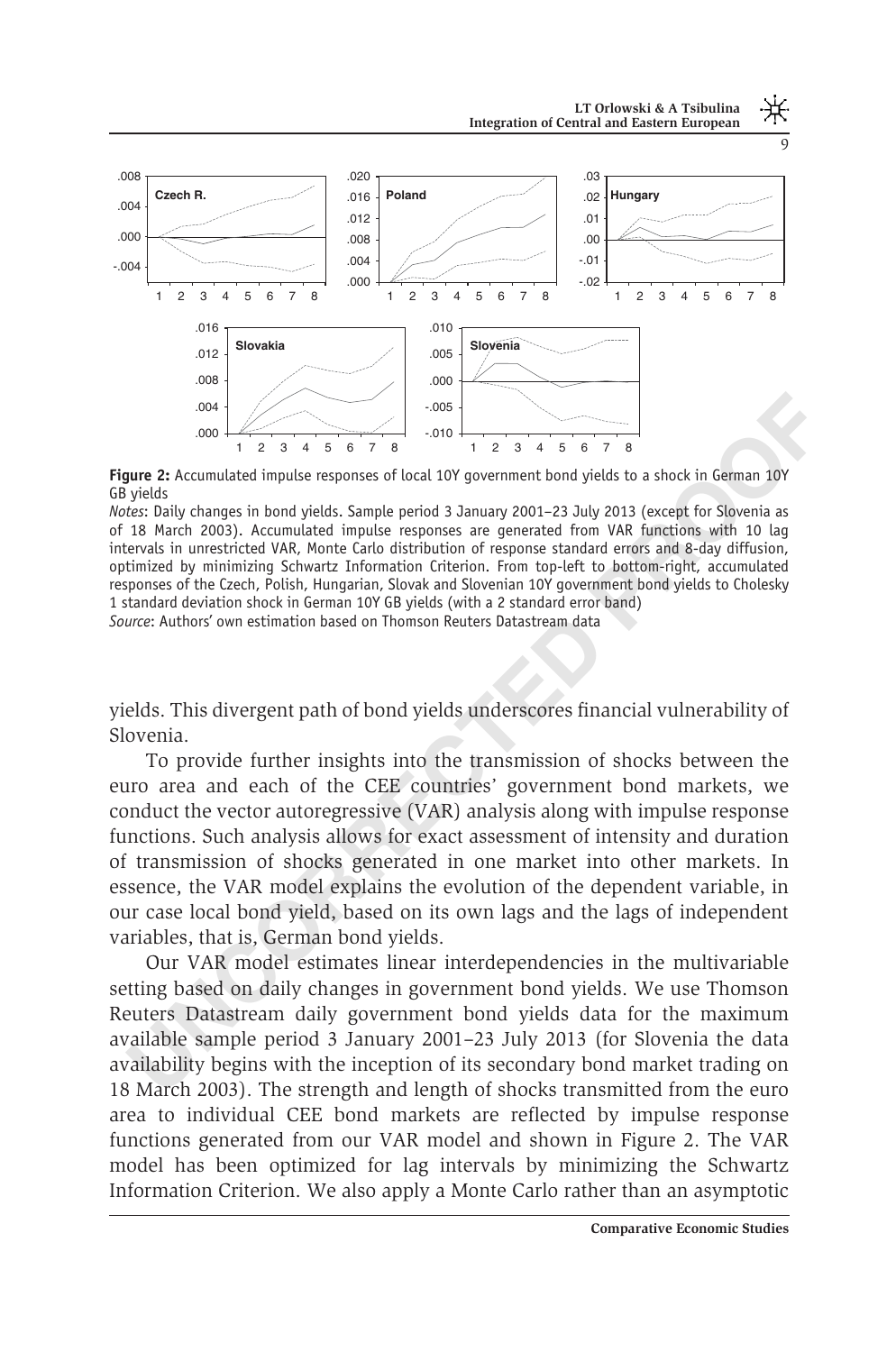.008
Czech R.
.004
.000
-.004
1 2 3 4 5 6 7 8

.020
Poland
.016
.012
.008
.004
.000
1 2 3 4 5 6 7 8

.03
Hungary
.02
.01
.00
-.01
-.02
1 2 3 4 5 6 7 8

.016
Slovakia
.012
.008
.004
.000
1 2 3 4 5 6 7 8

.010
Slovenia
.005
.000
-.005
-.010
1 2 3 4 5 6 7 8

**Figure 2:** Accumulated impulse responses of local 10Y government bond yields to a shock in German 10Y GB yields

*Notes*: Daily changes in bond yields. Sample period 3 January 2001–23 July 2013 (except for Slovenia as of 18 March 2003). Accumulated impulse responses are generated from VAR functions with 10 lag intervals in unrestricted VAR, Monte Carlo distribution of response standard errors and 8-day diffusion, optimized by minimizing Schwartz Information Criterion. From top-left to bottom-right, accumulated responses of the Czech, Polish, Hungarian, Slovak and Slovenian 10Y government bond yields to Cholesky 1 standard deviation shock in German 10Y GB yields (with a 2 standard error band)

*Source*: Authors' own estimation based on Thomson Reuters Datastream data

yields. This divergent path of bond yields underscores financial vulnerability of Slovenia.

To provide further insights into the transmission of shocks between the euro area and each of the CEE countries' government bond markets, we conduct the vector autoregressive (VAR) analysis along with impulse response functions. Such analysis allows for exact assessment of intensity and duration of transmission of shocks generated in one market into other markets. In essence, the VAR model explains the evolution of the dependent variable, in our case local bond yield, based on its own lags and the lags of independent variables, that is, German bond yields.

Our VAR model estimates linear interdependencies in the multivariable setting based on daily changes in government bond yields. We use Thomson Reuters Datastream daily government bond yields data for the maximum available sample period 3 January 2001–23 July 2013 (for Slovenia the data availability begins with the inception of its secondary bond market trading on 18 March 2003). The strength and length of shocks transmitted from the euro area to individual CEE bond markets are reflected by impulse response functions generated from our VAR model and shown in Figure 2. The VAR model has been optimized for lag intervals by minimizing the Schwartz Information Criterion. We also apply a Monte Carlo rather than an asymptotic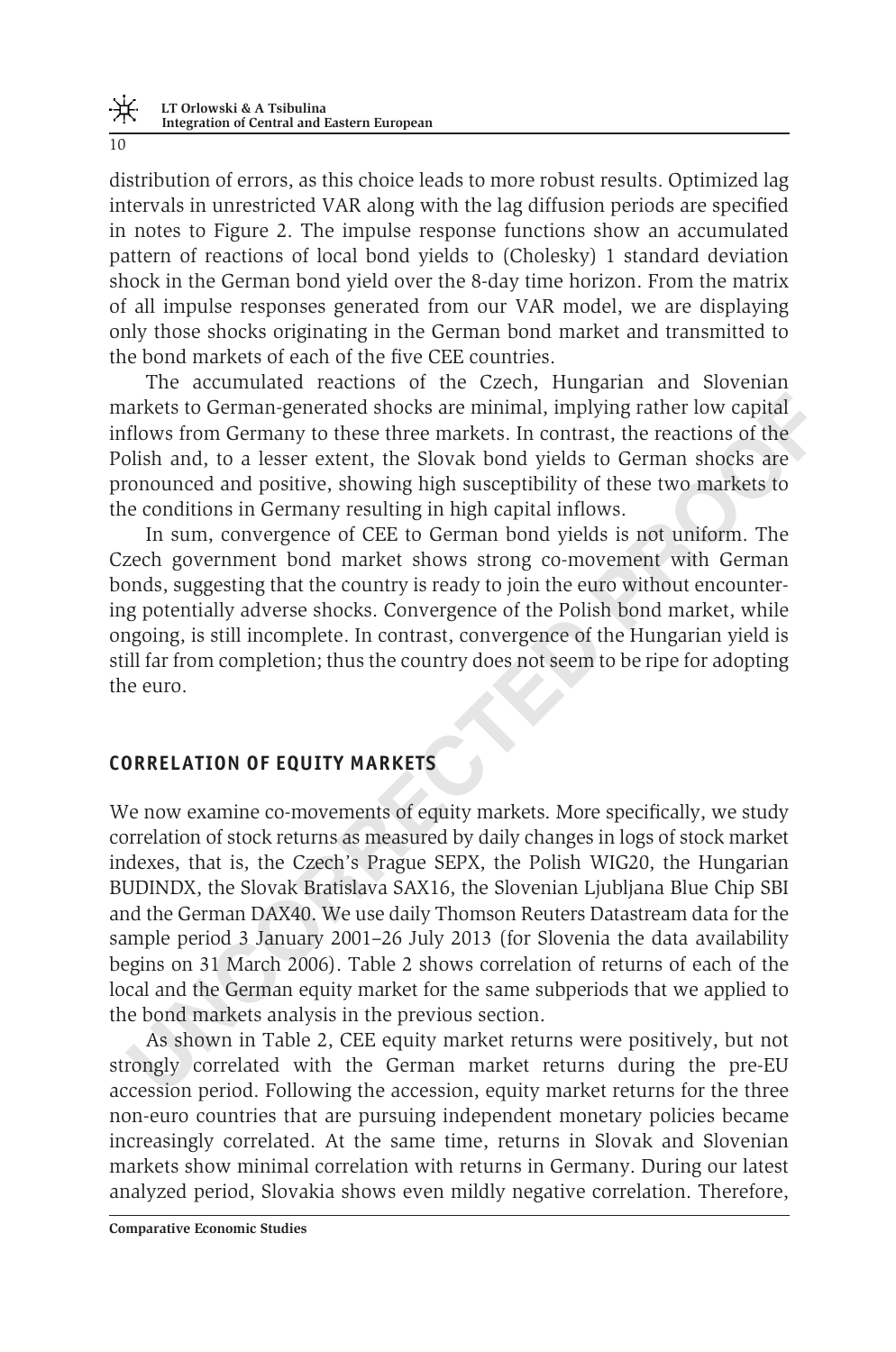distribution of errors, as this choice leads to more robust results. Optimized lag intervals in unrestricted VAR along with the lag diffusion periods are specified in notes to Figure 2. The impulse response functions show an accumulated pattern of reactions of local bond yields to (Cholesky) 1 standard deviation shock in the German bond yield over the 8-day time horizon. From the matrix of all impulse responses generated from our VAR model, we are displaying only those shocks originating in the German bond market and transmitted to the bond markets of each of the five CEE countries.

The accumulated reactions of the Czech, Hungarian and Slovenian markets to German-generated shocks are minimal, implying rather low capital inflows from Germany to these three markets. In contrast, the reactions of the Polish and, to a lesser extent, the Slovak bond yields to German shocks are pronounced and positive, showing high susceptibility of these two markets to the conditions in Germany resulting in high capital inflows.

In sum, convergence of CEE to German bond yields is not uniform. The Czech government bond market shows strong co-movement with German bonds, suggesting that the country is ready to join the euro without encountering potentially adverse shocks. Convergence of the Polish bond market, while ongoing, is still incomplete. In contrast, convergence of the Hungarian yield is still far from completion; thus the country does not seem to be ripe for adopting the euro.

## CORRELATION OF EQUITY MARKETS

We now examine co-movements of equity markets. More specifically, we study correlation of stock returns as measured by daily changes in logs of stock market indexes, that is, the Czech's Prague SEPX, the Polish WIG20, the Hungarian BUDINDX, the Slovak Bratislava SAX16, the Slovenian Ljubljana Blue Chip SBI and the German DAX40. We use daily Thomson Reuters Datastream data for the sample period 3 January 2001–26 July 2013 (for Slovenia the data availability begins on 31 March 2006). Table 2 shows correlation of returns of each of the local and the German equity market for the same subperiods that we applied to the bond markets analysis in the previous section.

As shown in Table 2, CEE equity market returns were positively, but not strongly correlated with the German market returns during the pre-EU accession period. Following the accession, equity market returns for the three non-euro countries that are pursuing independent monetary policies became increasingly correlated. At the same time, returns in Slovak and Slovenian markets show minimal correlation with returns in Germany. During our latest analyzed period, Slovakia shows even mildly negative correlation. Therefore,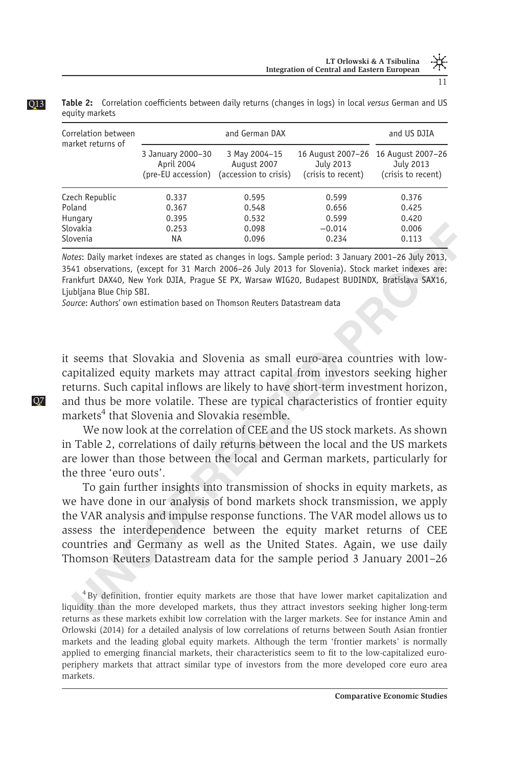**Table 2:** Correlation coefficients between daily returns (changes in logs) in local *versus* German and US equity markets

| Correlation between market returns of | and German DAX | | | and US DJIA |
|---|---|---|---|---|
| | 3 January 2000–30 April 2004 (pre-EU accession) | 3 May 2004–15 August 2007 (accession to crisis) | 16 August 2007–26 July 2013 (crisis to recent) | 16 August 2007–26 July 2013 (crisis to recent) |
| Czech Republic | 0.337 | 0.595 | 0.599 | 0.376 |
| Poland | 0.367 | 0.548 | 0.656 | 0.425 |
| Hungary | 0.395 | 0.532 | 0.599 | 0.420 |
| Slovakia | 0.253 | 0.098 | −0.014 | 0.006 |
| Slovenia | NA | 0.096 | 0.234 | 0.113 |

*Notes*: Daily market indexes are stated as changes in logs. Sample period: 3 January 2001–26 July 2013, 3541 observations, (except for 31 March 2006–26 July 2013 for Slovenia). Stock market indexes are: Frankfurt DAX40, New York DJIA, Prague SE PX, Warsaw WIG20, Budapest BUDINDX, Bratislava SAX16, Ljubljana Blue Chip SBI.

*Source*: Authors' own estimation based on Thomson Reuters Datastream data

it seems that Slovakia and Slovenia as small euro-area countries with low-capitalized equity markets may attract capital from investors seeking higher returns. Such capital inflows are likely to have short-term investment horizon, and thus be more volatile. These are typical characteristics of frontier equity markets[4] that Slovenia and Slovakia resemble.

We now look at the correlation of CEE and the US stock markets. As shown in Table 2, correlations of daily returns between the local and the US markets are lower than those between the local and German markets, particularly for the three 'euro outs'.

To gain further insights into transmission of shocks in equity markets, as we have done in our analysis of bond markets shock transmission, we apply the VAR analysis and impulse response functions. The VAR model allows us to assess the interdependence between the equity market returns of CEE countries and Germany as well as the United States. Again, we use daily Thomson Reuters Datastream data for the sample period 3 January 2001–26

[4] By definition, frontier equity markets are those that have lower market capitalization and liquidity than the more developed markets, thus they attract investors seeking higher long-term returns as these markets exhibit low correlation with the larger markets. See for instance Amin and Orlowski (2014) for a detailed analysis of low correlations of returns between South Asian frontier markets and the leading global equity markets. Although the term 'frontier markets' is normally applied to emerging financial markets, their characteristics seem to fit to the low-capitalized euro-periphery markets that attract similar type of investors from the more developed core euro area markets.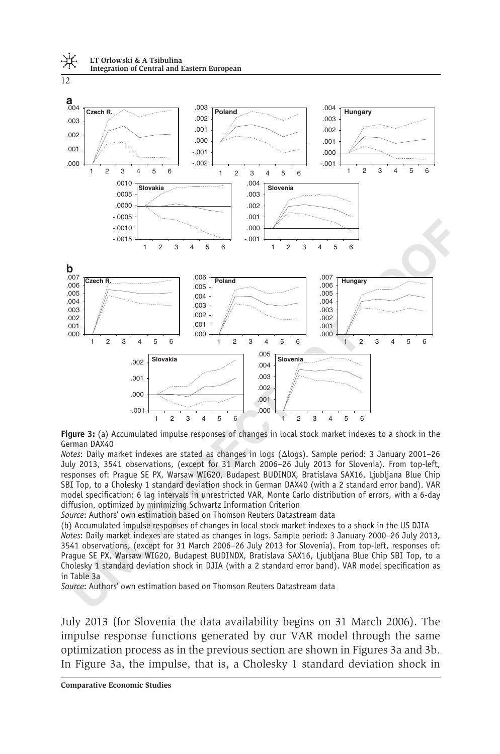**a**

Czech R.

.004
.003
.002
.001
.000

1 2 3 4 5 6

Poland

.003
.002
.001
.000
-.001
-.002

1 2 3 4 5 6

Hungary

.004
.003
.002
.001
.000
-.001

1 2 3 4 5 6

Slovakia

.0010
.0005
.0000
-.0005
-.0010
-.0015

1 2 3 4 5 6

Slovenia

.004
.003
.002
.001
.000
-.001

1 2 3 4 5 6

**b**

Czech R.

.007
.006
.005
.004
.003
.002
.001
.000

1 2 3 4 5 6

Poland

.006
.005
.004
.003
.002
.001
.000

1 2 3 4 5 6

Hungary

.007
.006
.005
.004
.003
.002
.001
.000

1 2 3 4 5 6

Slovakia

.002
.001
.000
-.001

1 2 3 4 5 6

Slovenia

.005
.004
.003
.002
.001
.000

1 2 3 4 5 6

**Figure 3:** (a) Accumulated impulse responses of changes in local stock market indexes to a shock in the German DAX40

*Notes*: Daily market indexes are stated as changes in logs (Δlogs). Sample period: 3 January 2001–26 July 2013, 3541 observations, (except for 31 March 2006–26 July 2013 for Slovenia). From top-left, responses of: Prague SE PX, Warsaw WIG20, Budapest BUDINDX, Bratislava SAX16, Ljubljana Blue Chip SBI Top, to a Cholesky 1 standard deviation shock in German DAX40 (with a 2 standard error band). VAR model specification: 6 lag intervals in unrestricted VAR, Monte Carlo distribution of errors, with a 6-day diffusion, optimized by minimizing Schwartz Information Criterion

*Source*: Authors' own estimation based on Thomson Reuters Datastream data

(b) Accumulated impulse responses of changes in local stock market indexes to a shock in the US DJIA

*Notes*: Daily market indexes are stated as changes in logs. Sample period: 3 January 2000–26 July 2013, 3541 observations, (except for 31 March 2006–26 July 2013 for Slovenia). From top-left, responses of: Prague SE PX, Warsaw WIG20, Budapest BUDINDX, Bratislava SAX16, Ljubljana Blue Chip SBI Top, to a Cholesky 1 standard deviation shock in DJIA (with a 2 standard error band). VAR model specification as in Table 3a

*Source*: Authors' own estimation based on Thomson Reuters Datastream data

July 2013 (for Slovenia the data availability begins on 31 March 2006). The impulse response functions generated by our VAR model through the same optimization process as in the previous section are shown in Figures 3a and 3b. In Figure 3a, the impulse, that is, a Cholesky 1 standard deviation shock in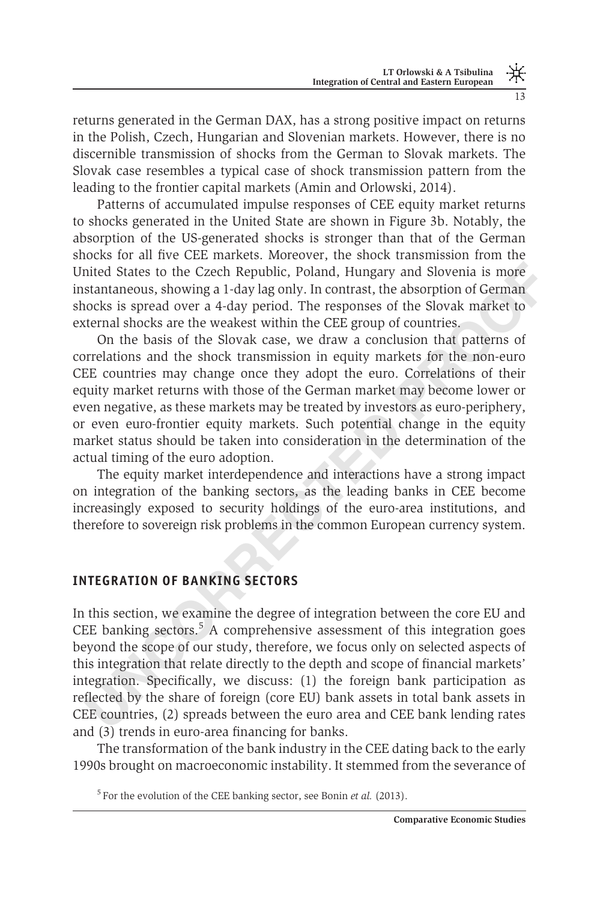returns generated in the German DAX, has a strong positive impact on returns in the Polish, Czech, Hungarian and Slovenian markets. However, there is no discernible transmission of shocks from the German to Slovak markets. The Slovak case resembles a typical case of shock transmission pattern from the leading to the frontier capital markets (Amin and Orlowski, 2014).

Patterns of accumulated impulse responses of CEE equity market returns to shocks generated in the United State are shown in Figure 3b. Notably, the absorption of the US-generated shocks is stronger than that of the German shocks for all five CEE markets. Moreover, the shock transmission from the United States to the Czech Republic, Poland, Hungary and Slovenia is more instantaneous, showing a 1-day lag only. In contrast, the absorption of German shocks is spread over a 4-day period. The responses of the Slovak market to external shocks are the weakest within the CEE group of countries.

On the basis of the Slovak case, we draw a conclusion that patterns of correlations and the shock transmission in equity markets for the non-euro CEE countries may change once they adopt the euro. Correlations of their equity market returns with those of the German market may become lower or even negative, as these markets may be treated by investors as euro-periphery, or even euro-frontier equity markets. Such potential change in the equity market status should be taken into consideration in the determination of the actual timing of the euro adoption.

The equity market interdependence and interactions have a strong impact on integration of the banking sectors, as the leading banks in CEE become increasingly exposed to security holdings of the euro-area institutions, and therefore to sovereign risk problems in the common European currency system.

## INTEGRATION OF BANKING SECTORS

In this section, we examine the degree of integration between the core EU and CEE banking sectors.[5] A comprehensive assessment of this integration goes beyond the scope of our study, therefore, we focus only on selected aspects of this integration that relate directly to the depth and scope of financial markets' integration. Specifically, we discuss: (1) the foreign bank participation as reflected by the share of foreign (core EU) bank assets in total bank assets in CEE countries, (2) spreads between the euro area and CEE bank lending rates and (3) trends in euro-area financing for banks.

The transformation of the bank industry in the CEE dating back to the early 1990s brought on macroeconomic instability. It stemmed from the severance of

[5] For the evolution of the CEE banking sector, see Bonin *et al.* (2013).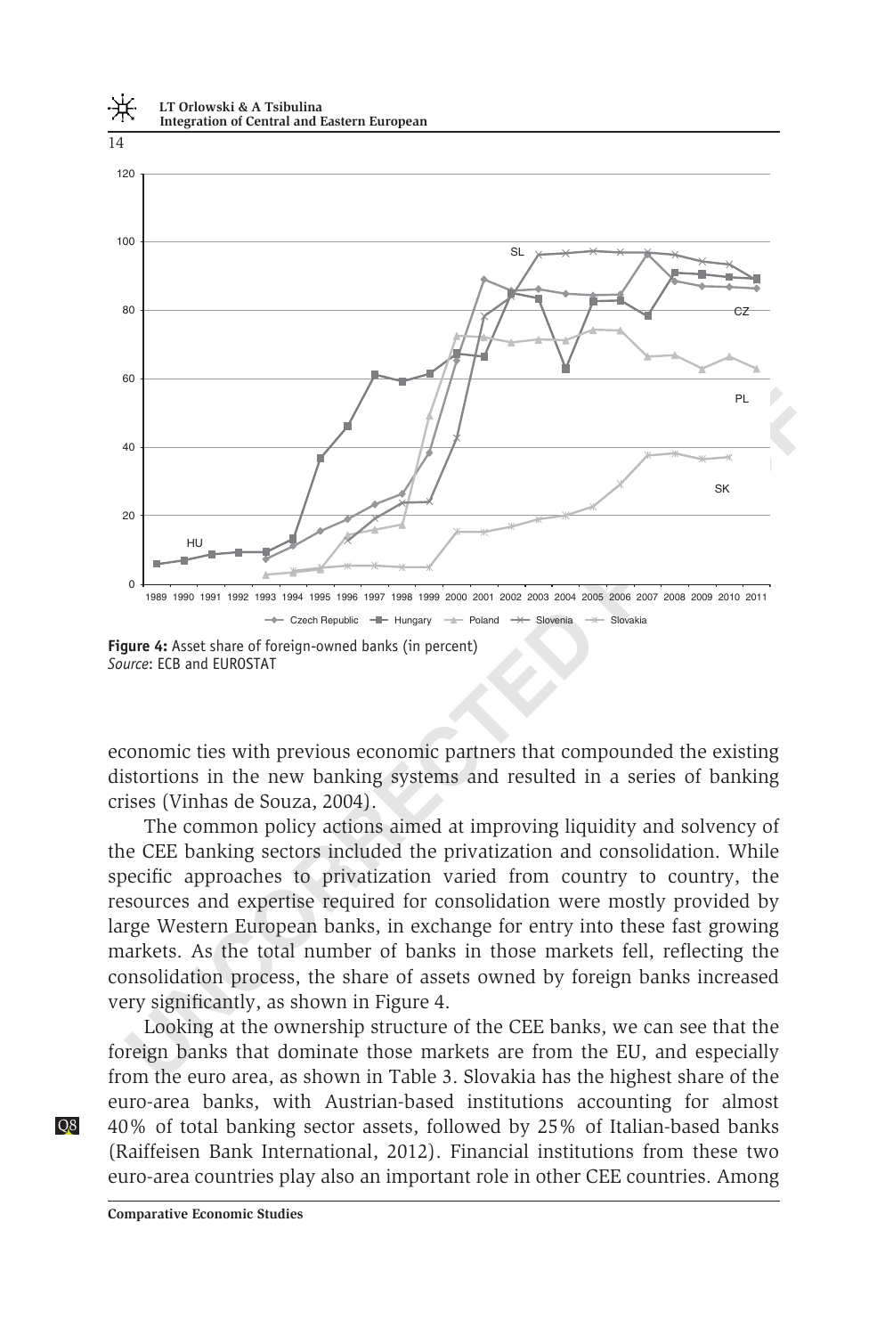120

100

80

60

40

20

0

1989 1990 1991 1992 1993 1994 1995 1996 1997 1998 1999 2000 2001 2002 2003 2004 2005 2006 2007 2008 2009 2010 2011

HU

SL

CZ

PL

SK

Czech Republic · Hungary · Poland · Slovenia · Slovakia

**Figure 4:** Asset share of foreign-owned banks (in percent)
*Source*: ECB and EUROSTAT

economic ties with previous economic partners that compounded the existing distortions in the new banking systems and resulted in a series of banking crises (Vinhas de Souza, 2004).

The common policy actions aimed at improving liquidity and solvency of the CEE banking sectors included the privatization and consolidation. While specific approaches to privatization varied from country to country, the resources and expertise required for consolidation were mostly provided by large Western European banks, in exchange for entry into these fast growing markets. As the total number of banks in those markets fell, reflecting the consolidation process, the share of assets owned by foreign banks increased very significantly, as shown in Figure 4.

Looking at the ownership structure of the CEE banks, we can see that the foreign banks that dominate those markets are from the EU, and especially from the euro area, as shown in Table 3. Slovakia has the highest share of the euro-area banks, with Austrian-based institutions accounting for almost 40% of total banking sector assets, followed by 25% of Italian-based banks (Raiffeisen Bank International, 2012). Financial institutions from these two euro-area countries play also an important role in other CEE countries. Among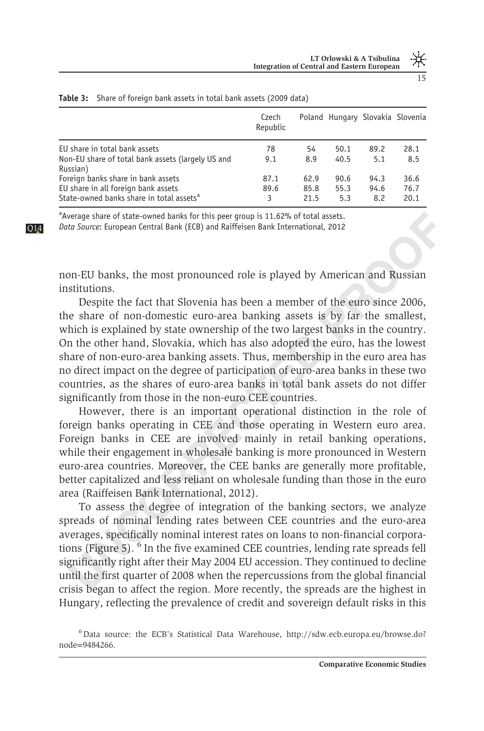**Table 3:** Share of foreign bank assets in total bank assets (2009 data)

| | Czech Republic | Poland | Hungary | Slovakia | Slovenia |
|---|---|---|---|---|---|
| EU share in total bank assets | 78 | 54 | 50.1 | 89.2 | 28.1 |
| Non-EU share of total bank assets (largely US and Russian) | 9.1 | 8.9 | 40.5 | 5.1 | 8.5 |
| Foreign banks share in bank assets | 87.1 | 62.9 | 90.6 | 94.3 | 36.6 |
| EU share in all foreign bank assets | 89.6 | 85.8 | 55.3 | 94.6 | 76.7 |
| State-owned banks share in total assets[a] | 3 | 21.5 | 5.3 | 8.2 | 20.1 |

[a]Average share of state-owned banks for this peer group is 11.62% of total assets.
*Data Source*: European Central Bank (ECB) and Raiffeisen Bank International, 2012

non-EU banks, the most pronounced role is played by American and Russian institutions.

Despite the fact that Slovenia has been a member of the euro since 2006, the share of non-domestic euro-area banking assets is by far the smallest, which is explained by state ownership of the two largest banks in the country. On the other hand, Slovakia, which has also adopted the euro, has the lowest share of non-euro-area banking assets. Thus, membership in the euro area has no direct impact on the degree of participation of euro-area banks in these two countries, as the shares of euro-area banks in total bank assets do not differ significantly from those in the non-euro CEE countries.

However, there is an important operational distinction in the role of foreign banks operating in CEE and those operating in Western euro area. Foreign banks in CEE are involved mainly in retail banking operations, while their engagement in wholesale banking is more pronounced in Western euro-area countries. Moreover, the CEE banks are generally more profitable, better capitalized and less reliant on wholesale funding than those in the euro area (Raiffeisen Bank International, 2012).

To assess the degree of integration of the banking sectors, we analyze spreads of nominal lending rates between CEE countries and the euro-area averages, specifically nominal interest rates on loans to non-financial corporations (Figure 5). [6] In the five examined CEE countries, lending rate spreads fell significantly right after their May 2004 EU accession. They continued to decline until the first quarter of 2008 when the repercussions from the global financial crisis began to affect the region. More recently, the spreads are the highest in Hungary, reflecting the prevalence of credit and sovereign default risks in this

[6] Data source: the ECB's Statistical Data Warehouse, http://sdw.ecb.europa.eu/browse.do?node=9484266.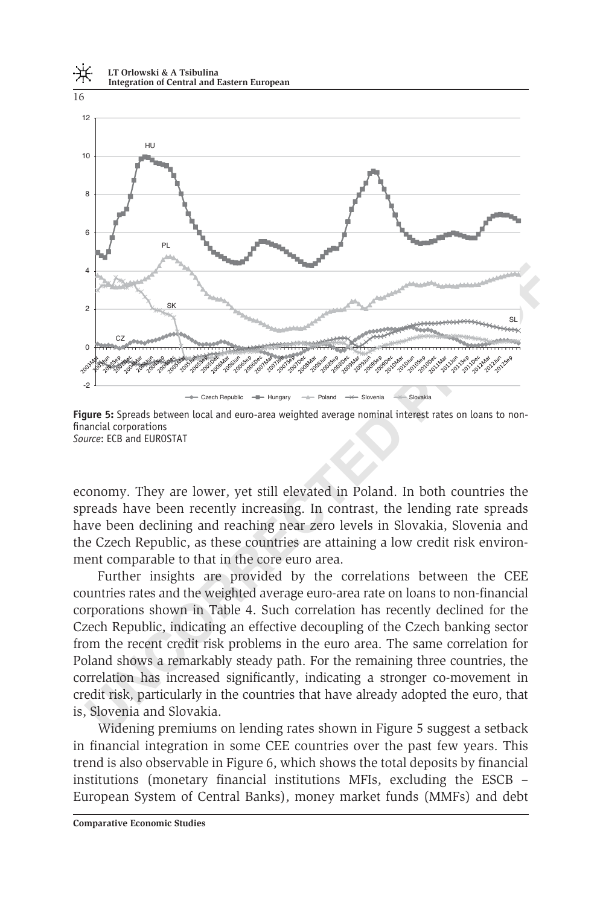12

10

8

6

4

2

0

-2

HU

PL

SK

CZ

SL

2003Mar 2003Jun 2003Sep 2003Dec 2004Mar 2004Jun 2004Sep 2004Dec 2005Mar 2005Jun 2005Sep 2005Dec 2006Mar 2006Jun 2006Sep 2006Dec 2007Mar 2007Jun 2007Sep 2007Dec 2008Mar 2008Jun 2008Sep 2008Dec 2009Mar 2009Jun 2009Sep 2009Dec 2010Mar 2010Jun 2010Sep 2010Dec 2011Mar 2011Jun 2011Sep 2011Dec 2012Mar 2012Jun 2012Sep

Czech Republic — Hungary — Poland — Slovenia — Slovakia

**Figure 5:** Spreads between local and euro-area weighted average nominal interest rates on loans to non-financial corporations
*Source*: ECB and EUROSTAT

economy. They are lower, yet still elevated in Poland. In both countries the spreads have been recently increasing. In contrast, the lending rate spreads have been declining and reaching near zero levels in Slovakia, Slovenia and the Czech Republic, as these countries are attaining a low credit risk environment comparable to that in the core euro area.

Further insights are provided by the correlations between the CEE countries rates and the weighted average euro-area rate on loans to non-financial corporations shown in Table 4. Such correlation has recently declined for the Czech Republic, indicating an effective decoupling of the Czech banking sector from the recent credit risk problems in the euro area. The same correlation for Poland shows a remarkably steady path. For the remaining three countries, the correlation has increased significantly, indicating a stronger co-movement in credit risk, particularly in the countries that have already adopted the euro, that is, Slovenia and Slovakia.

Widening premiums on lending rates shown in Figure 5 suggest a setback in financial integration in some CEE countries over the past few years. This trend is also observable in Figure 6, which shows the total deposits by financial institutions (monetary financial institutions MFIs, excluding the ESCB – European System of Central Banks), money market funds (MMFs) and debt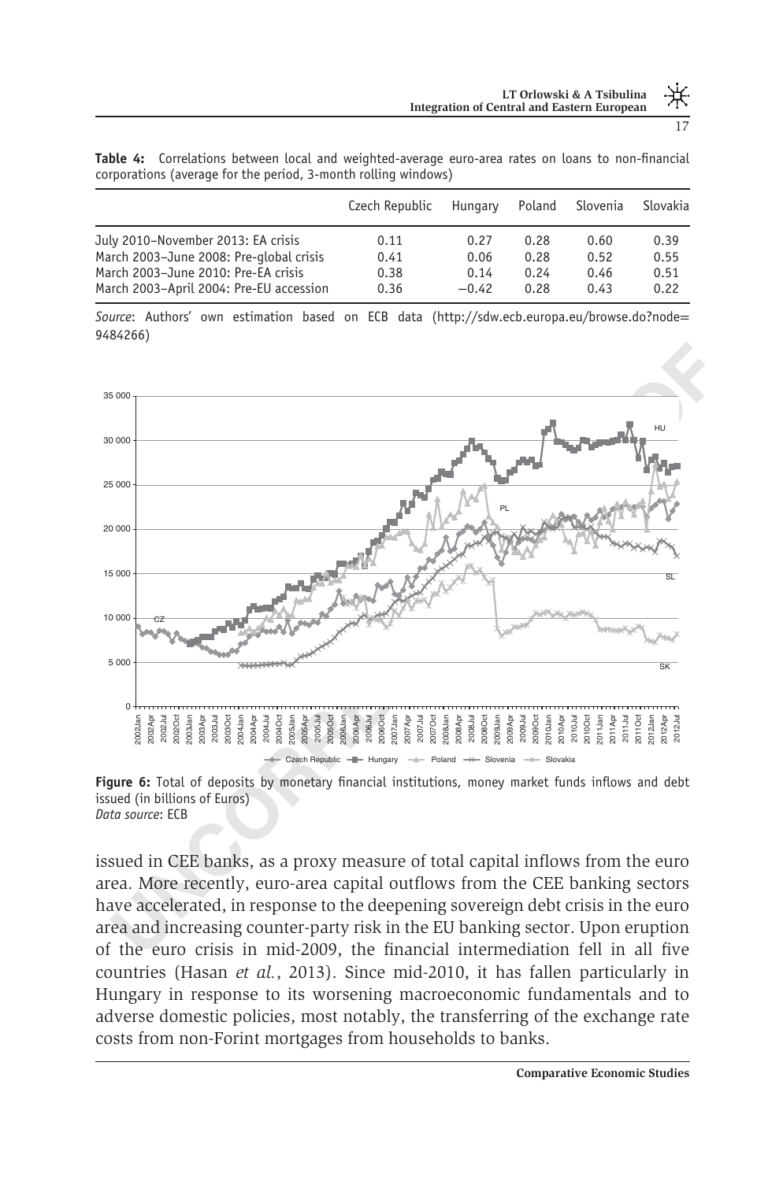**Table 4:** Correlations between local and weighted-average euro-area rates on loans to non-financial corporations (average for the period, 3-month rolling windows)

| | Czech Republic | Hungary | Poland | Slovenia | Slovakia |
|---|---|---|---|---|---|
| July 2010–November 2013: EA crisis | 0.11 | 0.27 | 0.28 | 0.60 | 0.39 |
| March 2003–June 2008: Pre-global crisis | 0.41 | 0.06 | 0.28 | 0.52 | 0.55 |
| March 2003–June 2010: Pre-EA crisis | 0.38 | 0.14 | 0.24 | 0.46 | 0.51 |
| March 2003–April 2004: Pre-EU accession | 0.36 | −0.42 | 0.28 | 0.43 | 0.22 |

*Source*: Authors' own estimation based on ECB data (http://sdw.ecb.europa.eu/browse.do?node=9484266)

35 000
30 000
25 000
20 000
15 000
10 000
5 000
0
HU
PL
SL
SK
CZ
2002Jan 2002Apr 2002Jul 2002Oct 2003Jan 2003Apr 2003Jul 2003Oct 2004Jan 2004Apr 2004Jul 2004Oct 2005Jan 2005Apr 2005Jul 2005Oct 2006Jan 2006Apr 2006Jul 2006Oct 2007Jan 2007Apr 2007Jul 2007Oct 2008Jan 2008Apr 2008Jul 2008Oct 2009Jan 2009Apr 2009Jul 2009Oct 2010Jan 2010Apr 2010Jul 2010Oct 2011Jan 2011Apr 2011Jul 2011Oct 2012Jan 2012Apr 2012Jul
Czech Republic, Hungary, Poland, Slovenia, Slovakia

**Figure 6:** Total of deposits by monetary financial institutions, money market funds inflows and debt issued (in billions of Euros)
*Data source*: ECB

issued in CEE banks, as a proxy measure of total capital inflows from the euro area. More recently, euro-area capital outflows from the CEE banking sectors have accelerated, in response to the deepening sovereign debt crisis in the euro area and increasing counter-party risk in the EU banking sector. Upon eruption of the euro crisis in mid-2009, the financial intermediation fell in all five countries (Hasan *et al.*, 2013). Since mid-2010, it has fallen particularly in Hungary in response to its worsening macroeconomic fundamentals and to adverse domestic policies, most notably, the transferring of the exchange rate costs from non-Forint mortgages from households to banks.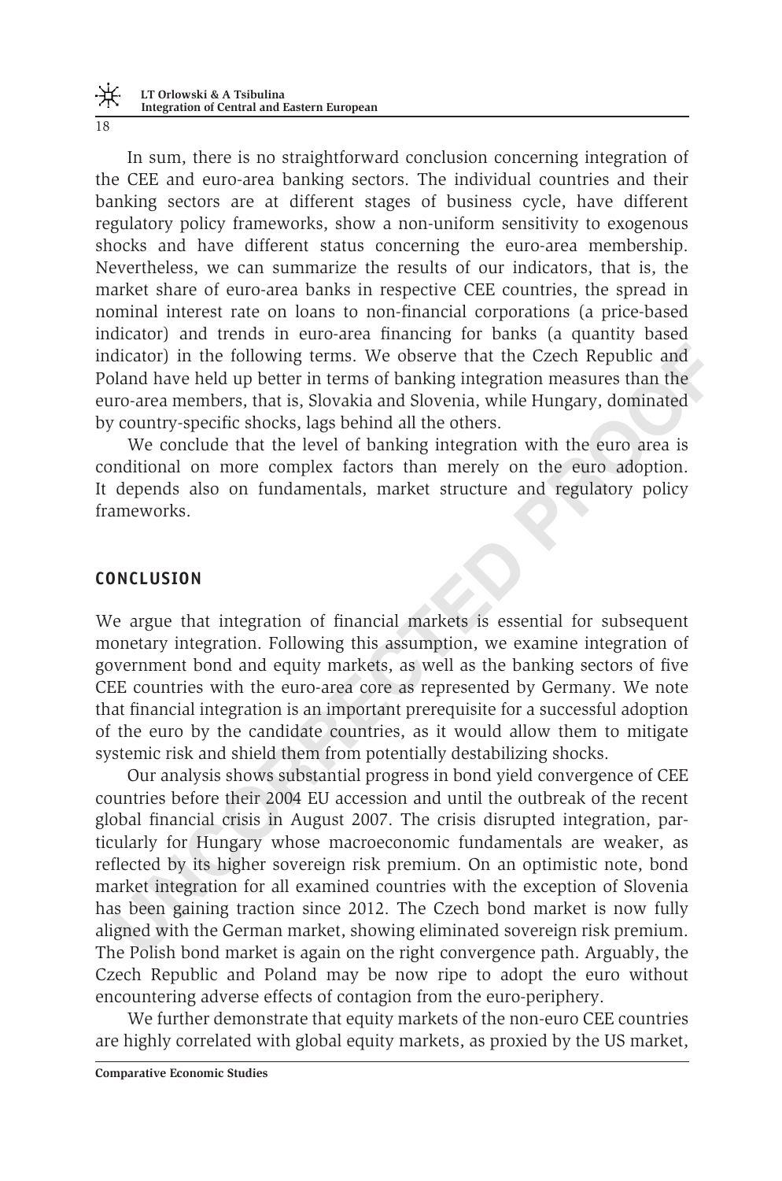In sum, there is no straightforward conclusion concerning integration of the CEE and euro-area banking sectors. The individual countries and their banking sectors are at different stages of business cycle, have different regulatory policy frameworks, show a non-uniform sensitivity to exogenous shocks and have different status concerning the euro-area membership. Nevertheless, we can summarize the results of our indicators, that is, the market share of euro-area banks in respective CEE countries, the spread in nominal interest rate on loans to non-financial corporations (a price-based indicator) and trends in euro-area financing for banks (a quantity based indicator) in the following terms. We observe that the Czech Republic and Poland have held up better in terms of banking integration measures than the euro-area members, that is, Slovakia and Slovenia, while Hungary, dominated by country-specific shocks, lags behind all the others.

We conclude that the level of banking integration with the euro area is conditional on more complex factors than merely on the euro adoption. It depends also on fundamentals, market structure and regulatory policy frameworks.

## CONCLUSION

We argue that integration of financial markets is essential for subsequent monetary integration. Following this assumption, we examine integration of government bond and equity markets, as well as the banking sectors of five CEE countries with the euro-area core as represented by Germany. We note that financial integration is an important prerequisite for a successful adoption of the euro by the candidate countries, as it would allow them to mitigate systemic risk and shield them from potentially destabilizing shocks.

Our analysis shows substantial progress in bond yield convergence of CEE countries before their 2004 EU accession and until the outbreak of the recent global financial crisis in August 2007. The crisis disrupted integration, particularly for Hungary whose macroeconomic fundamentals are weaker, as reflected by its higher sovereign risk premium. On an optimistic note, bond market integration for all examined countries with the exception of Slovenia has been gaining traction since 2012. The Czech bond market is now fully aligned with the German market, showing eliminated sovereign risk premium. The Polish bond market is again on the right convergence path. Arguably, the Czech Republic and Poland may be now ripe to adopt the euro without encountering adverse effects of contagion from the euro-periphery.

We further demonstrate that equity markets of the non-euro CEE countries are highly correlated with global equity markets, as proxied by the US market,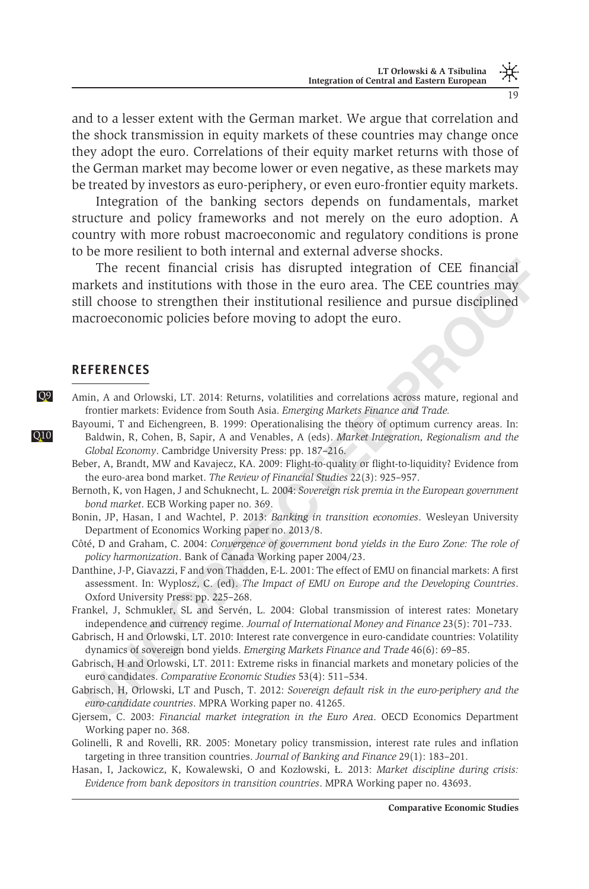and to a lesser extent with the German market. We argue that correlation and the shock transmission in equity markets of these countries may change once they adopt the euro. Correlations of their equity market returns with those of the German market may become lower or even negative, as these markets may be treated by investors as euro-periphery, or even euro-frontier equity markets.

Integration of the banking sectors depends on fundamentals, market structure and policy frameworks and not merely on the euro adoption. A country with more robust macroeconomic and regulatory conditions is prone to be more resilient to both internal and external adverse shocks.

The recent financial crisis has disrupted integration of CEE financial markets and institutions with those in the euro area. The CEE countries may still choose to strengthen their institutional resilience and pursue disciplined macroeconomic policies before moving to adopt the euro.

## REFERENCES

Q9 Amin, A and Orlowski, LT. 2014: Returns, volatilities and correlations across mature, regional and frontier markets: Evidence from South Asia. *Emerging Markets Finance and Trade*.

Q10 Bayoumi, T and Eichengreen, B. 1999: Operationalising the theory of optimum currency areas. In: Baldwin, R, Cohen, B, Sapir, A and Venables, A (eds). *Market Integration, Regionalism and the Global Economy*. Cambridge University Press: pp. 187–216.

Beber, A, Brandt, MW and Kavajecz, KA. 2009: Flight-to-quality or flight-to-liquidity? Evidence from the euro-area bond market. *The Review of Financial Studies* 22(3): 925–957.

Bernoth, K, von Hagen, J and Schuknecht, L. 2004: *Sovereign risk premia in the European government bond market*. ECB Working paper no. 369.

Bonin, JP, Hasan, I and Wachtel, P. 2013: *Banking in transition economies*. Wesleyan University Department of Economics Working paper no. 2013/8.

Côté, D and Graham, C. 2004: *Convergence of government bond yields in the Euro Zone: The role of policy harmonization*. Bank of Canada Working paper 2004/23.

Danthine, J-P, Giavazzi, F and von Thadden, E-L. 2001: The effect of EMU on financial markets: A first assessment. In: Wyplosz, C. (ed). *The Impact of EMU on Europe and the Developing Countries*. Oxford University Press: pp. 225–268.

Frankel, J, Schmukler, SL and Servén, L. 2004: Global transmission of interest rates: Monetary independence and currency regime. *Journal of International Money and Finance* 23(5): 701–733.

Gabrisch, H and Orlowski, LT. 2010: Interest rate convergence in euro-candidate countries: Volatility dynamics of sovereign bond yields. *Emerging Markets Finance and Trade* 46(6): 69–85.

Gabrisch, H and Orlowski, LT. 2011: Extreme risks in financial markets and monetary policies of the euro candidates. *Comparative Economic Studies* 53(4): 511–534.

Gabrisch, H, Orlowski, LT and Pusch, T. 2012: *Sovereign default risk in the euro-periphery and the euro-candidate countries*. MPRA Working paper no. 41265.

Gjersem, C. 2003: *Financial market integration in the Euro Area*. OECD Economics Department Working paper no. 368.

Golinelli, R and Rovelli, RR. 2005: Monetary policy transmission, interest rate rules and inflation targeting in three transition countries. *Journal of Banking and Finance* 29(1): 183–201.

Hasan, I, Jackowicz, K, Kowalewski, O and Kozłowski, Ł. 2013: *Market discipline during crisis: Evidence from bank depositors in transition countries*. MPRA Working paper no. 43693.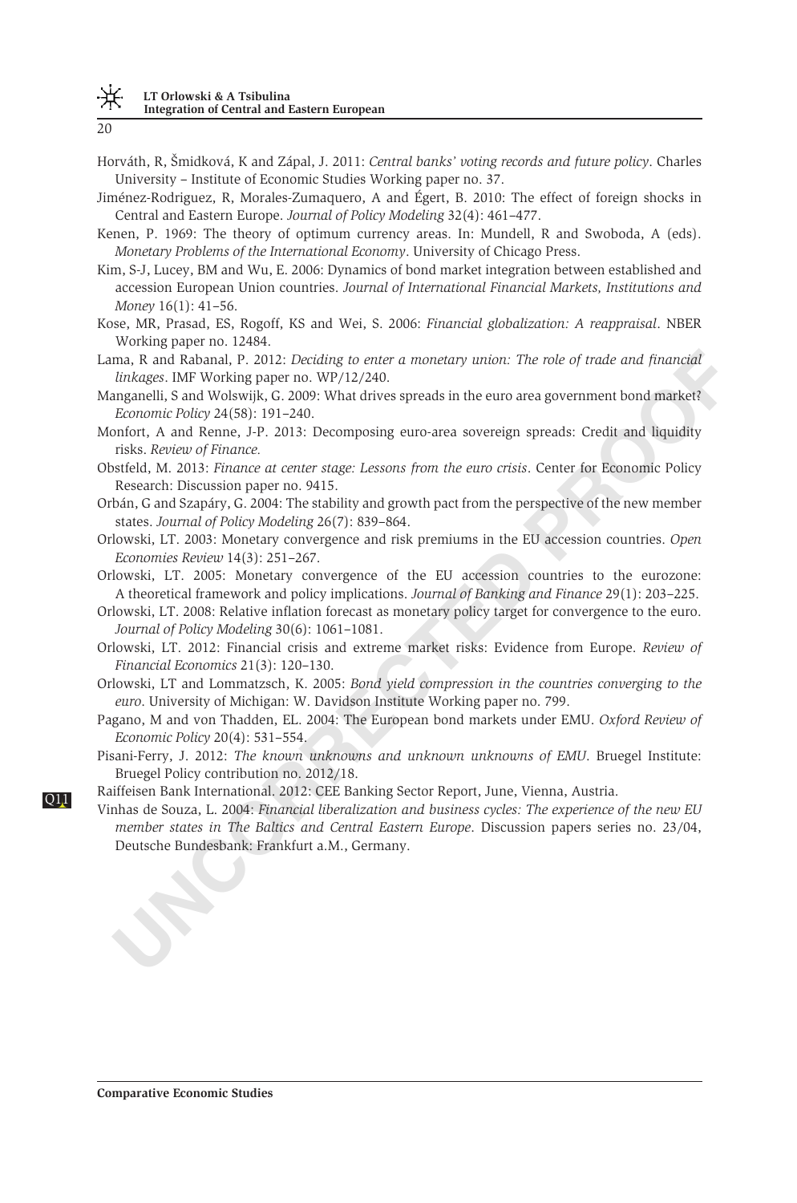Horváth, R, Šmidková, K and Zápal, J. 2011: *Central banks' voting records and future policy*. Charles University – Institute of Economic Studies Working paper no. 37.

Jiménez-Rodriguez, R, Morales-Zumaquero, A and Égert, B. 2010: The effect of foreign shocks in Central and Eastern Europe. *Journal of Policy Modeling* 32(4): 461–477.

Kenen, P. 1969: The theory of optimum currency areas. In: Mundell, R and Swoboda, A (eds). *Monetary Problems of the International Economy*. University of Chicago Press.

Kim, S-J, Lucey, BM and Wu, E. 2006: Dynamics of bond market integration between established and accession European Union countries. *Journal of International Financial Markets, Institutions and Money* 16(1): 41–56.

Kose, MR, Prasad, ES, Rogoff, KS and Wei, S. 2006: *Financial globalization: A reappraisal*. NBER Working paper no. 12484.

Lama, R and Rabanal, P. 2012: *Deciding to enter a monetary union: The role of trade and financial linkages*. IMF Working paper no. WP/12/240.

Manganelli, S and Wolswijk, G. 2009: What drives spreads in the euro area government bond market? *Economic Policy* 24(58): 191–240.

Monfort, A and Renne, J-P. 2013: Decomposing euro-area sovereign spreads: Credit and liquidity risks. *Review of Finance.*

Obstfeld, M. 2013: *Finance at center stage: Lessons from the euro crisis*. Center for Economic Policy Research: Discussion paper no. 9415.

Orbán, G and Szapáry, G. 2004: The stability and growth pact from the perspective of the new member states. *Journal of Policy Modeling* 26(7): 839–864.

Orlowski, LT. 2003: Monetary convergence and risk premiums in the EU accession countries. *Open Economies Review* 14(3): 251–267.

Orlowski, LT. 2005: Monetary convergence of the EU accession countries to the eurozone: A theoretical framework and policy implications. *Journal of Banking and Finance* 29(1): 203–225.

Orlowski, LT. 2008: Relative inflation forecast as monetary policy target for convergence to the euro. *Journal of Policy Modeling* 30(6): 1061–1081.

Orlowski, LT. 2012: Financial crisis and extreme market risks: Evidence from Europe. *Review of Financial Economics* 21(3): 120–130.

Orlowski, LT and Lommatzsch, K. 2005: *Bond yield compression in the countries converging to the euro*. University of Michigan: W. Davidson Institute Working paper no. 799.

Pagano, M and von Thadden, EL. 2004: The European bond markets under EMU. *Oxford Review of Economic Policy* 20(4): 531–554.

Pisani-Ferry, J. 2012: *The known unknowns and unknown unknowns of EMU*. Bruegel Institute: Bruegel Policy contribution no. 2012/18.

Raiffeisen Bank International. 2012: CEE Banking Sector Report, June, Vienna, Austria.

Vinhas de Souza, L. 2004: *Financial liberalization and business cycles: The experience of the new EU member states in The Baltics and Central Eastern Europe*. Discussion papers series no. 23/04, Deutsche Bundesbank: Frankfurt a.M., Germany.